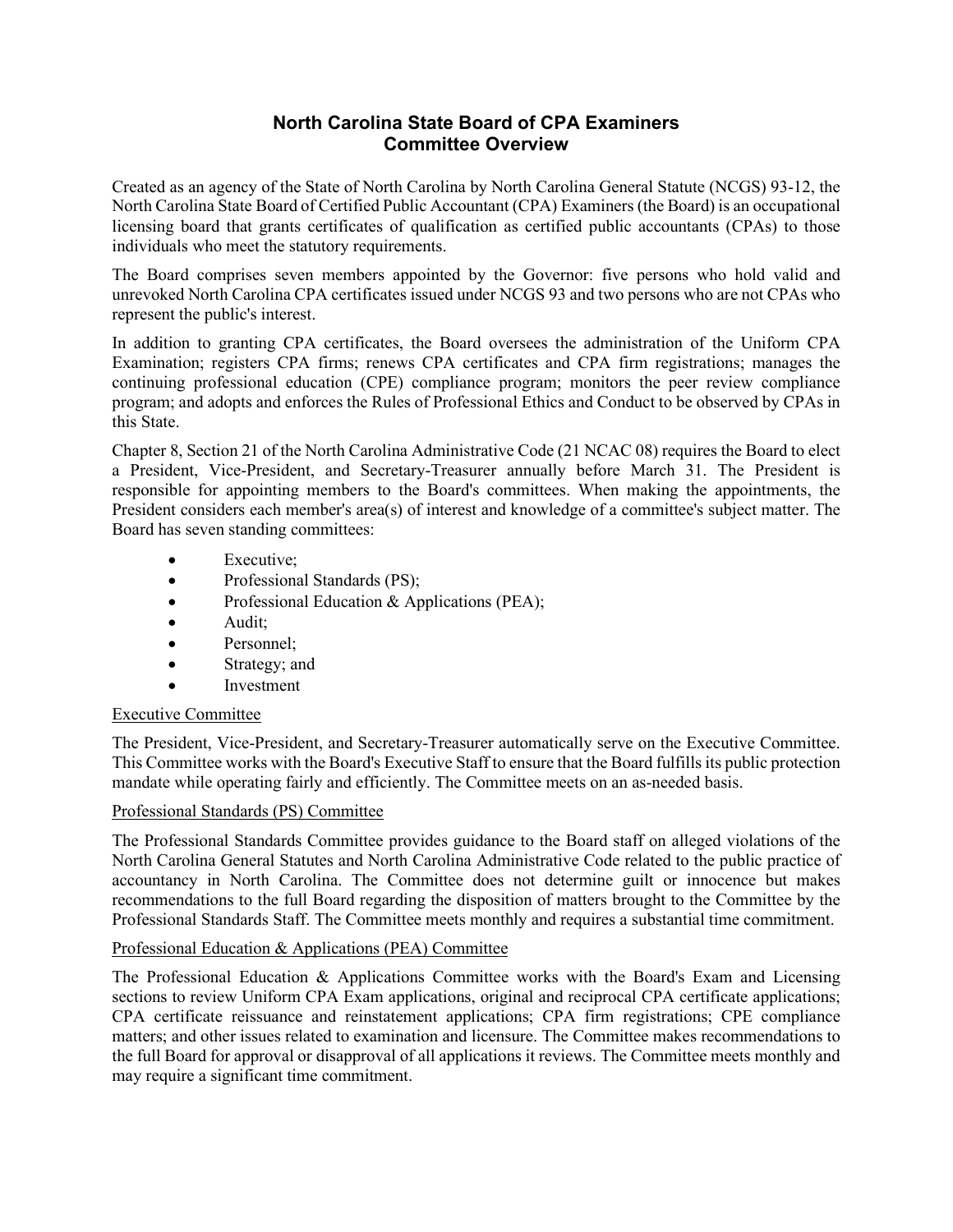# North Carolina State Board of CPA Examiners
## Committee Overview

Created as an agency of the State of North Carolina by North Carolina General Statute (NCGS) 93-12, the North Carolina State Board of Certified Public Accountant (CPA) Examiners (the Board) is an occupational licensing board that grants certificates of qualification as certified public accountants (CPAs) to those individuals who meet the statutory requirements.

The Board comprises seven members appointed by the Governor: five persons who hold valid and unrevoked North Carolina CPA certificates issued under NCGS 93 and two persons who are not CPAs who represent the public's interest.

In addition to granting CPA certificates, the Board oversees the administration of the Uniform CPA Examination; registers CPA firms; renews CPA certificates and CPA firm registrations; manages the continuing professional education (CPE) compliance program; monitors the peer review compliance program; and adopts and enforces the Rules of Professional Ethics and Conduct to be observed by CPAs in this State.

Chapter 8, Section 21 of the North Carolina Administrative Code (21 NCAC 08) requires the Board to elect a President, Vice-President, and Secretary-Treasurer annually before March 31. The President is responsible for appointing members to the Board's committees. When making the appointments, the President considers each member's area(s) of interest and knowledge of a committee's subject matter. The Board has seven standing committees:

- Executive;
- Professional Standards (PS);
- Professional Education & Applications (PEA);
- Audit;
- Personnel;
- Strategy; and
- Investment

### Executive Committee

The President, Vice-President, and Secretary-Treasurer automatically serve on the Executive Committee. This Committee works with the Board's Executive Staff to ensure that the Board fulfills its public protection mandate while operating fairly and efficiently. The Committee meets on an as-needed basis.

### Professional Standards (PS) Committee

The Professional Standards Committee provides guidance to the Board staff on alleged violations of the North Carolina General Statutes and North Carolina Administrative Code related to the public practice of accountancy in North Carolina. The Committee does not determine guilt or innocence but makes recommendations to the full Board regarding the disposition of matters brought to the Committee by the Professional Standards Staff. The Committee meets monthly and requires a substantial time commitment.

### Professional Education & Applications (PEA) Committee

The Professional Education & Applications Committee works with the Board's Exam and Licensing sections to review Uniform CPA Exam applications, original and reciprocal CPA certificate applications; CPA certificate reissuance and reinstatement applications; CPA firm registrations; CPE compliance matters; and other issues related to examination and licensure. The Committee makes recommendations to the full Board for approval or disapproval of all applications it reviews. The Committee meets monthly and may require a significant time commitment.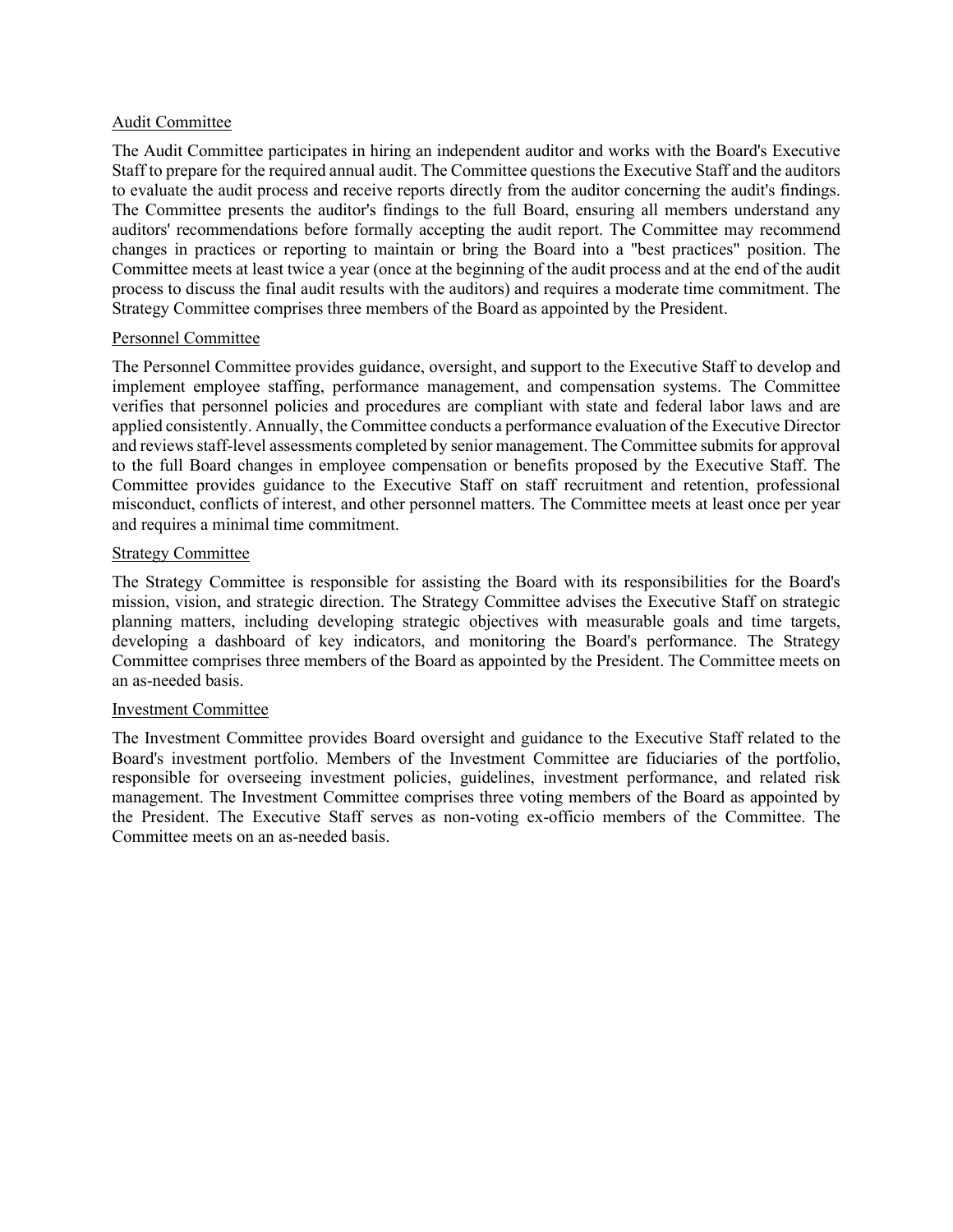Audit Committee

The Audit Committee participates in hiring an independent auditor and works with the Board's Executive Staff to prepare for the required annual audit. The Committee questions the Executive Staff and the auditors to evaluate the audit process and receive reports directly from the auditor concerning the audit's findings. The Committee presents the auditor's findings to the full Board, ensuring all members understand any auditors' recommendations before formally accepting the audit report. The Committee may recommend changes in practices or reporting to maintain or bring the Board into a "best practices" position. The Committee meets at least twice a year (once at the beginning of the audit process and at the end of the audit process to discuss the final audit results with the auditors) and requires a moderate time commitment. The Strategy Committee comprises three members of the Board as appointed by the President.

Personnel Committee

The Personnel Committee provides guidance, oversight, and support to the Executive Staff to develop and implement employee staffing, performance management, and compensation systems. The Committee verifies that personnel policies and procedures are compliant with state and federal labor laws and are applied consistently. Annually, the Committee conducts a performance evaluation of the Executive Director and reviews staff-level assessments completed by senior management. The Committee submits for approval to the full Board changes in employee compensation or benefits proposed by the Executive Staff. The Committee provides guidance to the Executive Staff on staff recruitment and retention, professional misconduct, conflicts of interest, and other personnel matters. The Committee meets at least once per year and requires a minimal time commitment.

Strategy Committee

The Strategy Committee is responsible for assisting the Board with its responsibilities for the Board's mission, vision, and strategic direction. The Strategy Committee advises the Executive Staff on strategic planning matters, including developing strategic objectives with measurable goals and time targets, developing a dashboard of key indicators, and monitoring the Board's performance. The Strategy Committee comprises three members of the Board as appointed by the President. The Committee meets on an as-needed basis.

Investment Committee

The Investment Committee provides Board oversight and guidance to the Executive Staff related to the Board's investment portfolio. Members of the Investment Committee are fiduciaries of the portfolio, responsible for overseeing investment policies, guidelines, investment performance, and related risk management. The Investment Committee comprises three voting members of the Board as appointed by the President. The Executive Staff serves as non-voting ex-officio members of the Committee. The Committee meets on an as-needed basis.